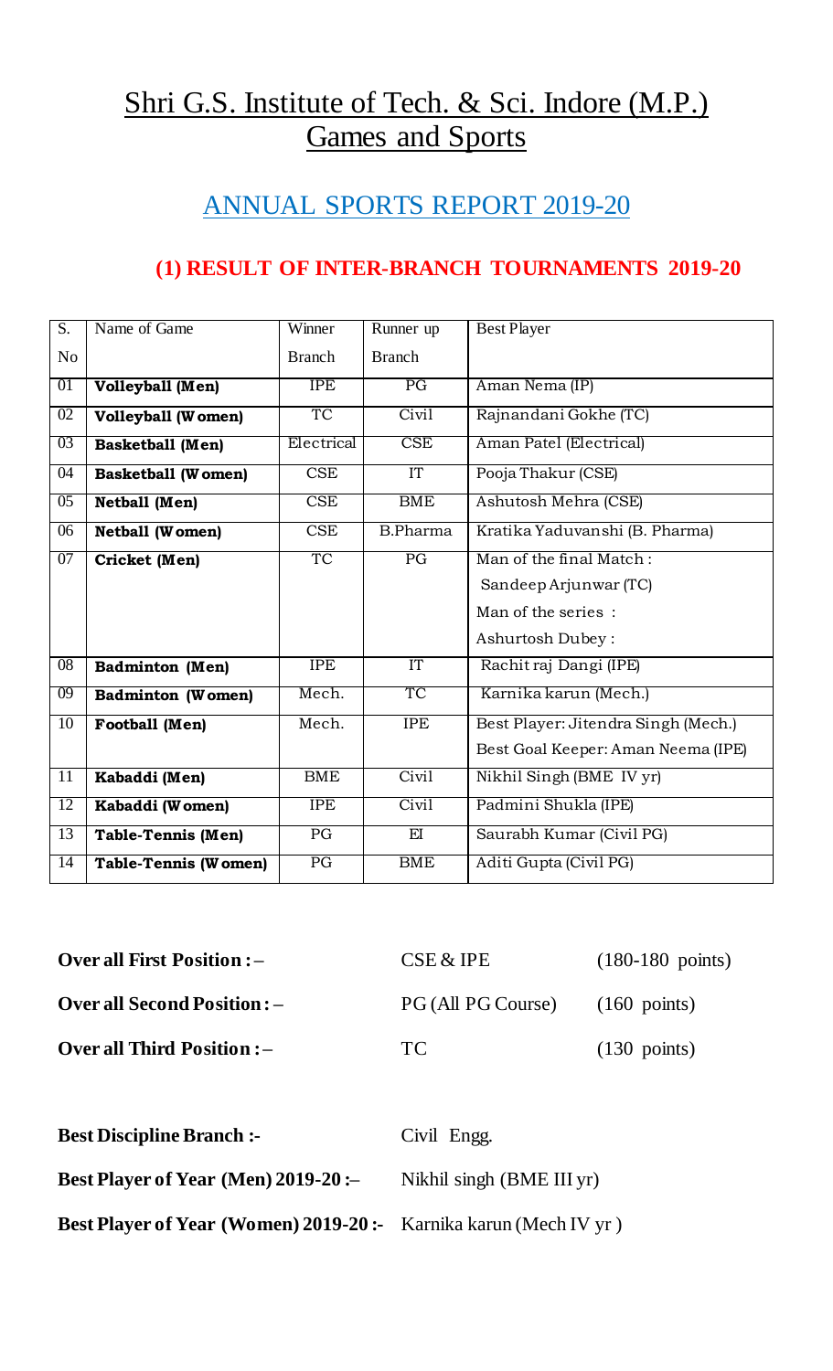# Shri G.S. Institute of Tech. & Sci. Indore (M.P.)
# Games and Sports

## ANNUAL SPORTS REPORT 2019-20

### (1) RESULT OF INTER-BRANCH TOURNAMENTS 2019-20

| S. No | Name of Game | Winner Branch | Runner up Branch | Best Player |
|---|---|---|---|---|
| 01 | **Volleyball (Men)** | IPE | PG | Aman Nema (IP) |
| 02 | **Volleyball (Women)** | TC | Civil | Rajnandani Gokhe (TC) |
| 03 | **Basketball (Men)** | Electrical | CSE | Aman Patel (Electrical) |
| 04 | **Basketball (Women)** | CSE | IT | Pooja Thakur (CSE) |
| 05 | **Netball (Men)** | CSE | BME | Ashutosh Mehra (CSE) |
| 06 | **Netball (Women)** | CSE | B.Pharma | Kratika Yaduvanshi (B. Pharma) |
| 07 | **Cricket (Men)** | TC | PG | Man of the final Match : Sandeep Arjunwar (TC) Man of the series : Ashurtosh Dubey : |
| 08 | **Badminton (Men)** | IPE | IT | Rachit raj Dangi (IPE) |
| 09 | **Badminton (Women)** | Mech. | TC | Karnika karun (Mech.) |
| 10 | **Football (Men)** | Mech. | IPE | Best Player: Jitendra Singh (Mech.) Best Goal Keeper: Aman Neema (IPE) |
| 11 | **Kabaddi (Men)** | BME | Civil | Nikhil Singh (BME IV yr) |
| 12 | **Kabaddi (Women)** | IPE | Civil | Padmini Shukla (IPE) |
| 13 | **Table-Tennis (Men)** | PG | EI | Saurabh Kumar (Civil PG) |
| 14 | **Table-Tennis (Women)** | PG | BME | Aditi Gupta (Civil PG) |

**Over all First Position :–** CSE & IPE (180-180 points)

**Over all Second Position : –** PG (All PG Course) (160 points)

**Over all Third Position : –** TC (130 points)

**Best Discipline Branch :-** Civil Engg.

**Best Player of Year (Men) 2019-20 :–** Nikhil singh (BME III yr)

**Best Player of Year (Women) 2019-20 :-** Karnika karun (Mech IV yr )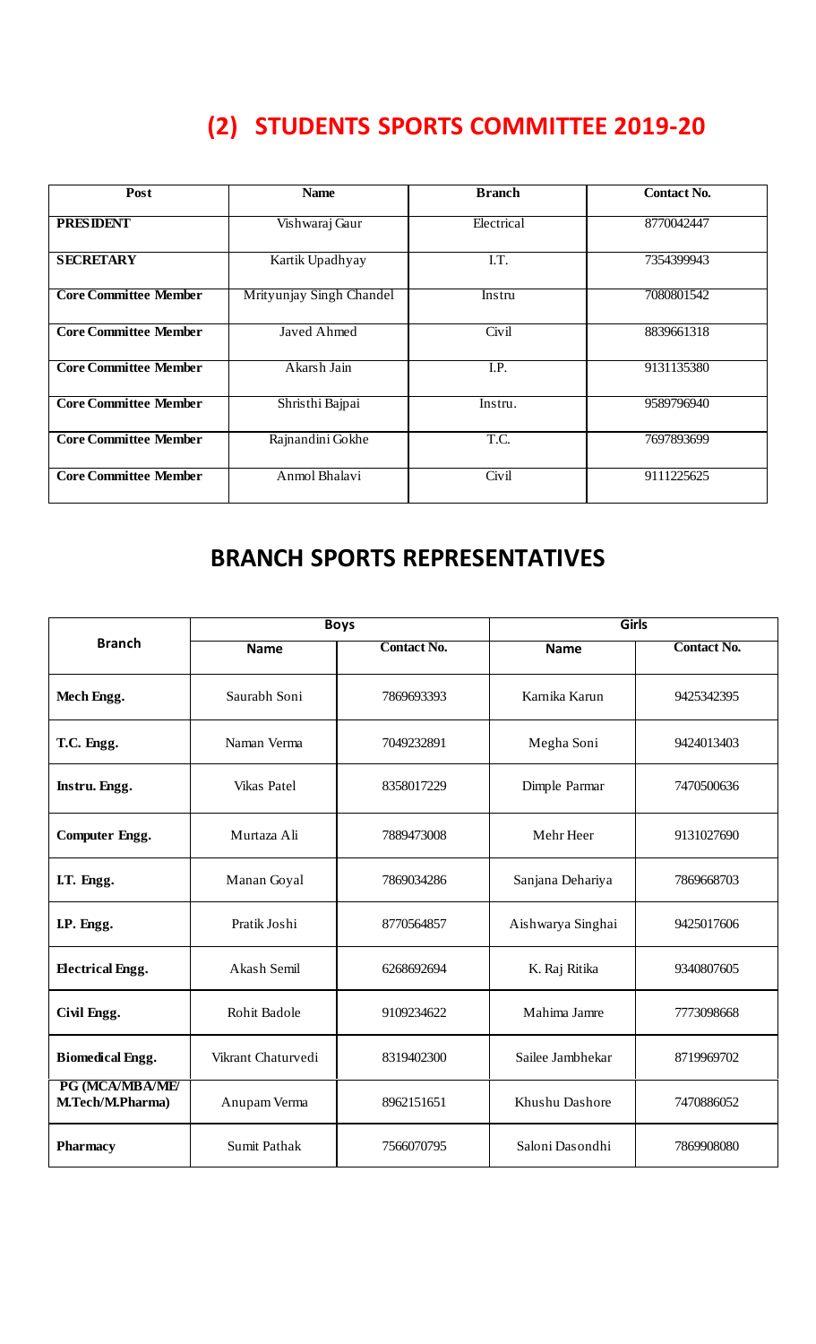# (2) STUDENTS SPORTS COMMITTEE 2019-20

| Post | Name | Branch | Contact No. |
|---|---|---|---|
| **PRESIDENT** | Vishwaraj Gaur | Electrical | 8770042447 |
| **SECRETARY** | Kartik Upadhyay | I.T. | 7354399943 |
| **Core Committee Member** | Mrityunjay Singh Chandel | Instru | 7080801542 |
| **Core Committee Member** | Javed Ahmed | Civil | 8839661318 |
| **Core Committee Member** | Akarsh Jain | I.P. | 9131135380 |
| **Core Committee Member** | Shristhi Bajpai | Instru. | 9589796940 |
| **Core Committee Member** | Rajnandini Gokhe | T.C. | 7697893699 |
| **Core Committee Member** | Anmol Bhalavi | Civil | 9111225625 |

## BRANCH SPORTS REPRESENTATIVES

| Branch | Boys | | Girls | |
|---|---|---|---|---|
| | **Name** | **Contact No.** | **Name** | **Contact No.** |
| **Mech Engg.** | Saurabh Soni | 7869693393 | Karnika Karun | 9425342395 |
| **T.C. Engg.** | Naman Verma | 7049232891 | Megha Soni | 9424013403 |
| **Instru. Engg.** | Vikas Patel | 8358017229 | Dimple Parmar | 7470500636 |
| **Computer Engg.** | Murtaza Ali | 7889473008 | Mehr Heer | 9131027690 |
| **I.T. Engg.** | Manan Goyal | 7869034286 | Sanjana Dehariya | 7869668703 |
| **I.P. Engg.** | Pratik Joshi | 8770564857 | Aishwarya Singhai | 9425017606 |
| **Electrical Engg.** | Akash Semil | 6268692694 | K. Raj Ritika | 9340807605 |
| **Civil Engg.** | Rohit Badole | 9109234622 | Mahima Jamre | 7773098668 |
| **Biomedical Engg.** | Vikrant Chaturvedi | 8319402300 | Sailee Jambhekar | 8719969702 |
| **PG (MCA/MBA/ME/ M.Tech/M.Pharma)** | Anupam Verma | 8962151651 | Khushu Dashore | 7470886052 |
| **Pharmacy** | Sumit Pathak | 7566070795 | Saloni Dasondhi | 7869908080 |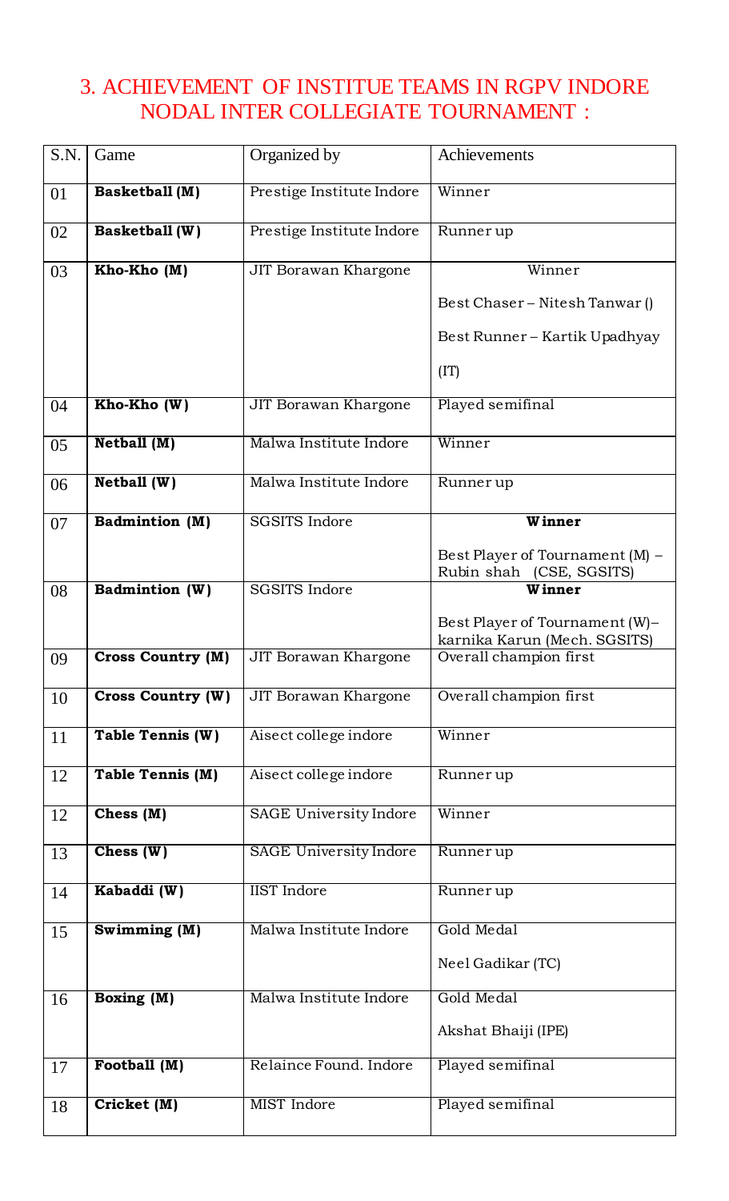## 3. ACHIEVEMENT OF INSTITUE TEAMS IN RGPV INDORE NODAL INTER COLLEGIATE TOURNAMENT :

| S.N. | Game | Organized by | Achievements |
|---|---|---|---|
| 01 | **Basketball (M)** | Prestige Institute Indore | Winner |
| 02 | **Basketball (W)** | Prestige Institute Indore | Runner up |
| 03 | **Kho-Kho (M)** | JIT Borawan Khargone | Winner<br>Best Chaser – Nitesh Tanwar ()<br>Best Runner – Kartik Upadhyay (IT) |
| 04 | **Kho-Kho (W)** | JIT Borawan Khargone | Played semifinal |
| 05 | **Netball (M)** | Malwa Institute Indore | Winner |
| 06 | **Netball (W)** | Malwa Institute Indore | Runner up |
| 07 | **Badmintion (M)** | SGSITS Indore | **Winner**<br>Best Player of Tournament (M) – Rubin shah (CSE, SGSITS) |
| 08 | **Badmintion (W)** | SGSITS Indore | **Winner**<br>Best Player of Tournament (W)– karnika Karun (Mech. SGSITS) |
| 09 | **Cross Country (M)** | JIT Borawan Khargone | Overall champion first |
| 10 | **Cross Country (W)** | JIT Borawan Khargone | Overall champion first |
| 11 | **Table Tennis (W)** | Aisect college indore | Winner |
| 12 | **Table Tennis (M)** | Aisect college indore | Runner up |
| 12 | **Chess (M)** | SAGE University Indore | Winner |
| 13 | **Chess (W)** | SAGE University Indore | Runner up |
| 14 | **Kabaddi (W)** | IIST Indore | Runner up |
| 15 | **Swimming (M)** | Malwa Institute Indore | Gold Medal<br>Neel Gadikar (TC) |
| 16 | **Boxing (M)** | Malwa Institute Indore | Gold Medal<br>Akshat Bhaiji (IPE) |
| 17 | **Football (M)** | Relaince Found. Indore | Played semifinal |
| 18 | **Cricket (M)** | MIST Indore | Played semifinal |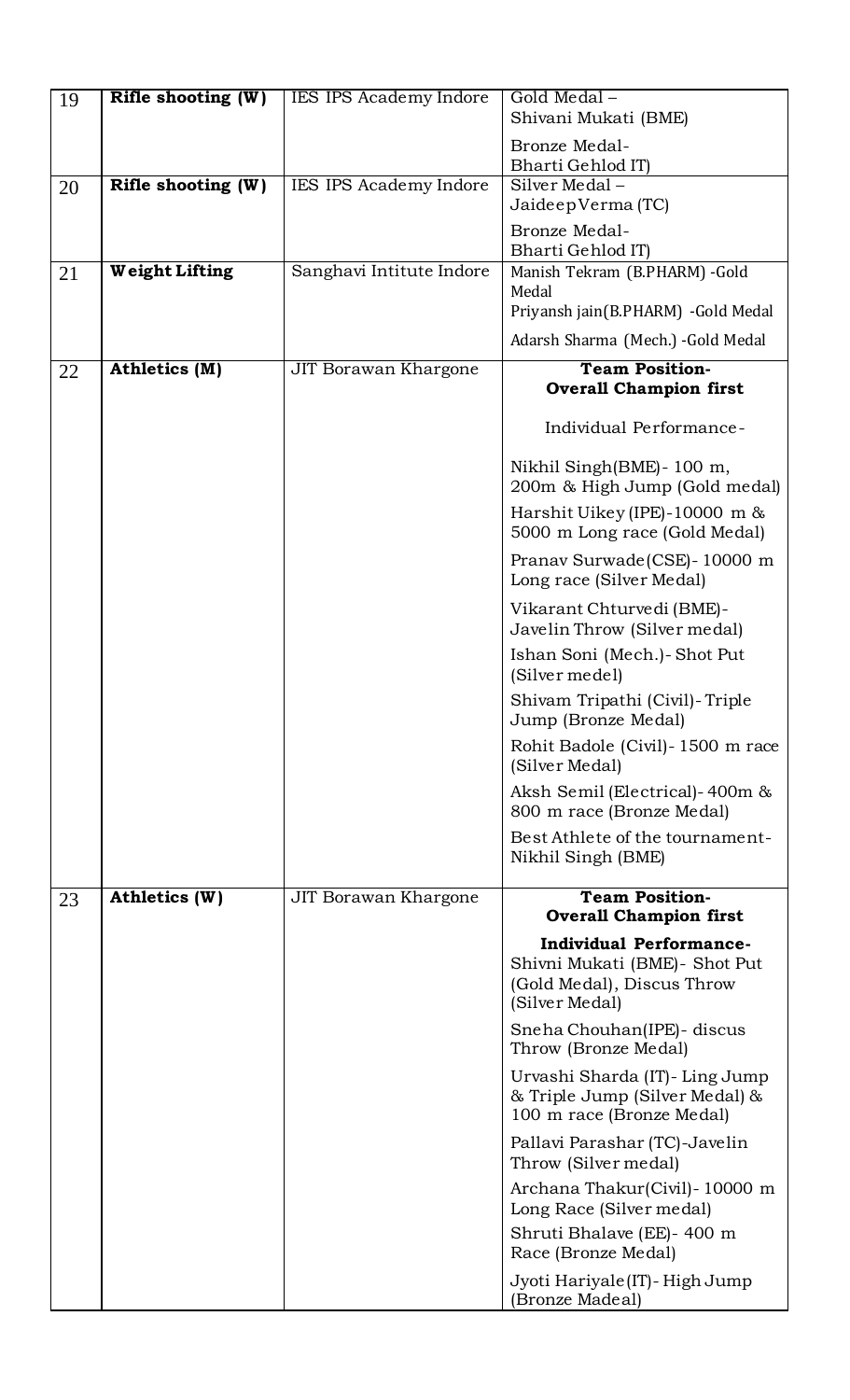| 19 | **Rifle shooting (W)** | IES IPS Academy Indore | Gold Medal – Shivani Mukati (BME)<br>Bronze Medal- Bharti Gehlod IT) |
|---|---|---|---|
| 20 | **Rifle shooting (W)** | IES IPS Academy Indore | Silver Medal – JaideepVerma (TC)<br>Bronze Medal- Bharti Gehlod IT) |
| 21 | **Weight Lifting** | Sanghavi Intitute Indore | Manish Tekram (B.PHARM) -Gold Medal<br>Priyansh jain(B.PHARM) -Gold Medal<br>Adarsh Sharma (Mech.) -Gold Medal |
| 22 | **Athletics (M)** | JIT Borawan Khargone | **Team Position- Overall Champion first**<br>Individual Performance-<br>Nikhil Singh(BME)- 100 m, 200m & High Jump (Gold medal)<br>Harshit Uikey (IPE)-10000 m & 5000 m Long race (Gold Medal)<br>Pranav Surwade(CSE)- 10000 m Long race (Silver Medal)<br>Vikarant Chturvedi (BME)- Javelin Throw (Silver medal)<br>Ishan Soni (Mech.)- Shot Put (Silver medel)<br>Shivam Tripathi (Civil)- Triple Jump (Bronze Medal)<br>Rohit Badole (Civil)- 1500 m race (Silver Medal)<br>Aksh Semil (Electrical)- 400m & 800 m race (Bronze Medal)<br>Best Athlete of the tournament- Nikhil Singh (BME) |
| 23 | **Athletics (W)** | JIT Borawan Khargone | **Team Position- Overall Champion first**<br>**Individual Performance-**<br>Shivni Mukati (BME)- Shot Put (Gold Medal), Discus Throw (Silver Medal)<br>Sneha Chouhan(IPE)- discus Throw (Bronze Medal)<br>Urvashi Sharda (IT)- Ling Jump & Triple Jump (Silver Medal) & 100 m race (Bronze Medal)<br>Pallavi Parashar (TC)-Javelin Throw (Silver medal)<br>Archana Thakur(Civil)- 10000 m Long Race (Silver medal)<br>Shruti Bhalave (EE)- 400 m Race (Bronze Medal)<br>Jyoti Hariyale(IT)- High Jump (Bronze Madeal) |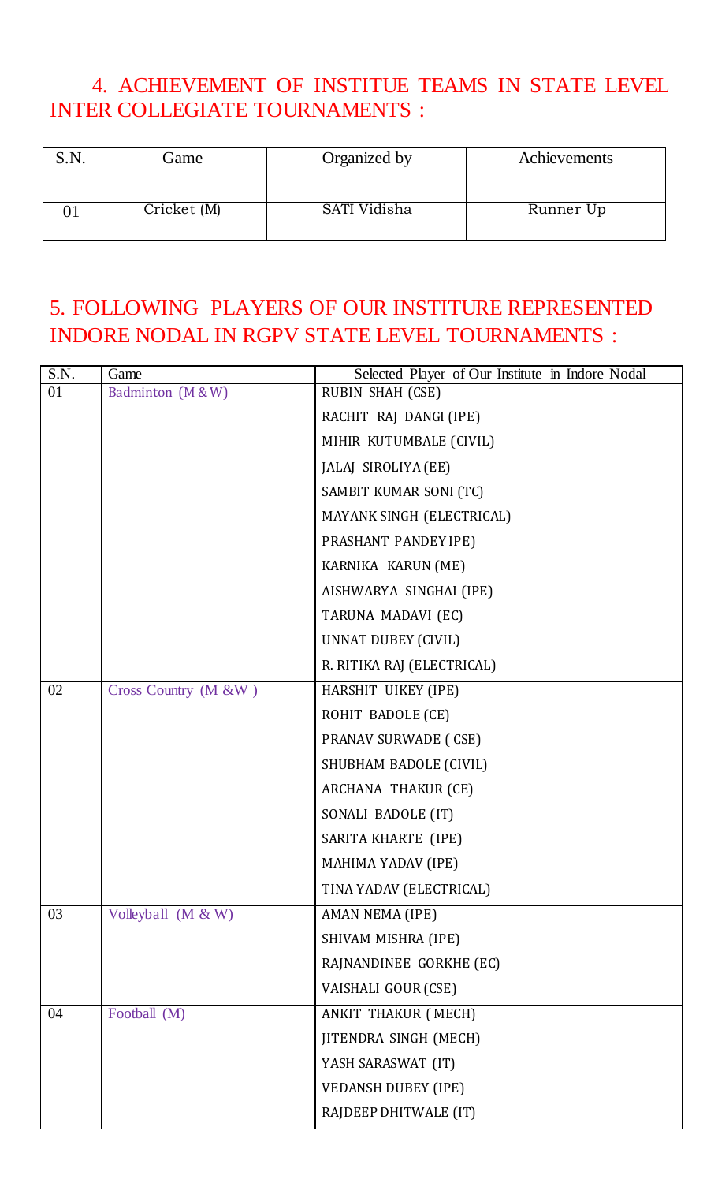## 4. ACHIEVEMENT OF INSTITUE TEAMS IN STATE LEVEL INTER COLLEGIATE TOURNAMENTS :

| S.N. | Game | Organized by | Achievements |
|---|---|---|---|
| 01 | Cricket (M) | SATI Vidisha | Runner Up |

## 5. FOLLOWING PLAYERS OF OUR INSTITURE REPRESENTED INDORE NODAL IN RGPV STATE LEVEL TOURNAMENTS :

| S.N. | Game | Selected Player of Our Institute in Indore Nodal |
|---|---|---|
| 01 | Badminton (M & W) | RUBIN SHAH (CSE) |
| | | RACHIT RAJ DANGI (IPE) |
| | | MIHIR KUTUMBALE (CIVIL) |
| | | JALAJ SIROLIYA (EE) |
| | | SAMBIT KUMAR SONI (TC) |
| | | MAYANK SINGH (ELECTRICAL) |
| | | PRASHANT PANDEY IPE) |
| | | KARNIKA KARUN (ME) |
| | | AISHWARYA SINGHAI (IPE) |
| | | TARUNA MADAVI (EC) |
| | | UNNAT DUBEY (CIVIL) |
| | | R. RITIKA RAJ (ELECTRICAL) |
| 02 | Cross Country (M &W ) | HARSHIT UIKEY (IPE) |
| | | ROHIT BADOLE (CE) |
| | | PRANAV SURWADE ( CSE) |
| | | SHUBHAM BADOLE (CIVIL) |
| | | ARCHANA THAKUR (CE) |
| | | SONALI BADOLE (IT) |
| | | SARITA KHARTE (IPE) |
| | | MAHIMA YADAV (IPE) |
| | | TINA YADAV (ELECTRICAL) |
| 03 | Volleyball (M & W) | AMAN NEMA (IPE) |
| | | SHIVAM MISHRA (IPE) |
| | | RAJNANDINEE GORKHE (EC) |
| | | VAISHALI GOUR (CSE) |
| 04 | Football (M) | ANKIT THAKUR ( MECH) |
| | | JITENDRA SINGH (MECH) |
| | | YASH SARASWAT (IT) |
| | | VEDANSH DUBEY (IPE) |
| | | RAJDEEP DHITWALE (IT) |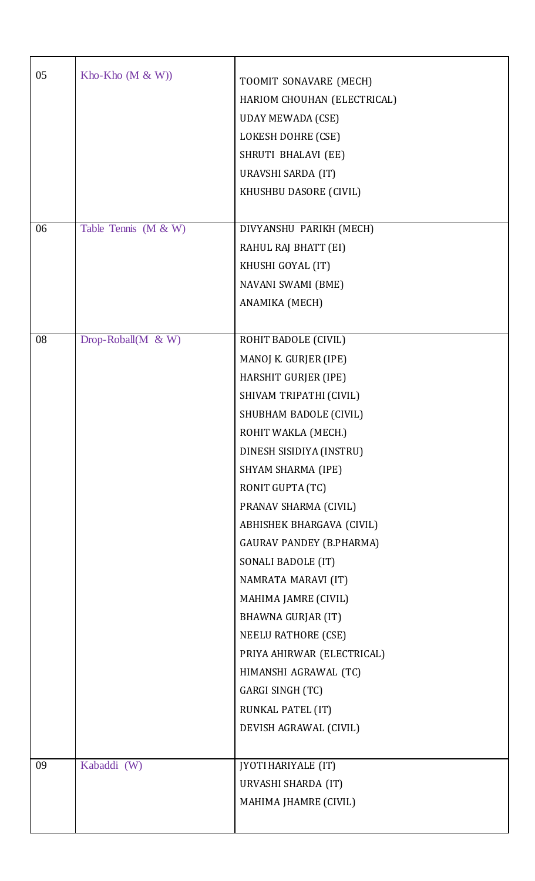| | | |
|---|---|---|
| 05 | Kho-Kho (M & W)) | TOOMIT SONAVARE (MECH)<br>HARIOM CHOUHAN (ELECTRICAL)<br>UDAY MEWADA (CSE)<br>LOKESH DOHRE (CSE)<br>SHRUTI BHALAVI (EE)<br>URAVSHI SARDA (IT)<br>KHUSHBU DASORE (CIVIL) |
| 06 | Table Tennis (M & W) | DIVYANSHU PARIKH (MECH)<br>RAHUL RAJ BHATT (EI)<br>KHUSHI GOYAL (IT)<br>NAVANI SWAMI (BME)<br>ANAMIKA (MECH) |
| 08 | Drop-Roball(M & W) | ROHIT BADOLE (CIVIL)<br>MANOJ K. GURJER (IPE)<br>HARSHIT GURJER (IPE)<br>SHIVAM TRIPATHI (CIVIL)<br>SHUBHAM BADOLE (CIVIL)<br>ROHIT WAKLA (MECH.)<br>DINESH SISIDIYA (INSTRU)<br>SHYAM SHARMA (IPE)<br>RONIT GUPTA (TC)<br>PRANAV SHARMA (CIVIL)<br>ABHISHEK BHARGAVA (CIVIL)<br>GAURAV PANDEY (B.PHARMA)<br>SONALI BADOLE (IT)<br>NAMRATA MARAVI (IT)<br>MAHIMA JAMRE (CIVIL)<br>BHAWNA GURJAR (IT)<br>NEELU RATHORE (CSE)<br>PRIYA AHIRWAR (ELECTRICAL)<br>HIMANSHI AGRAWAL (TC)<br>GARGI SINGH (TC)<br>RUNKAL PATEL (IT)<br>DEVISH AGRAWAL (CIVIL) |
| 09 | Kabaddi (W) | JYOTI HARIYALE (IT)<br>URVASHI SHARDA (IT)<br>MAHIMA JHAMRE (CIVIL) |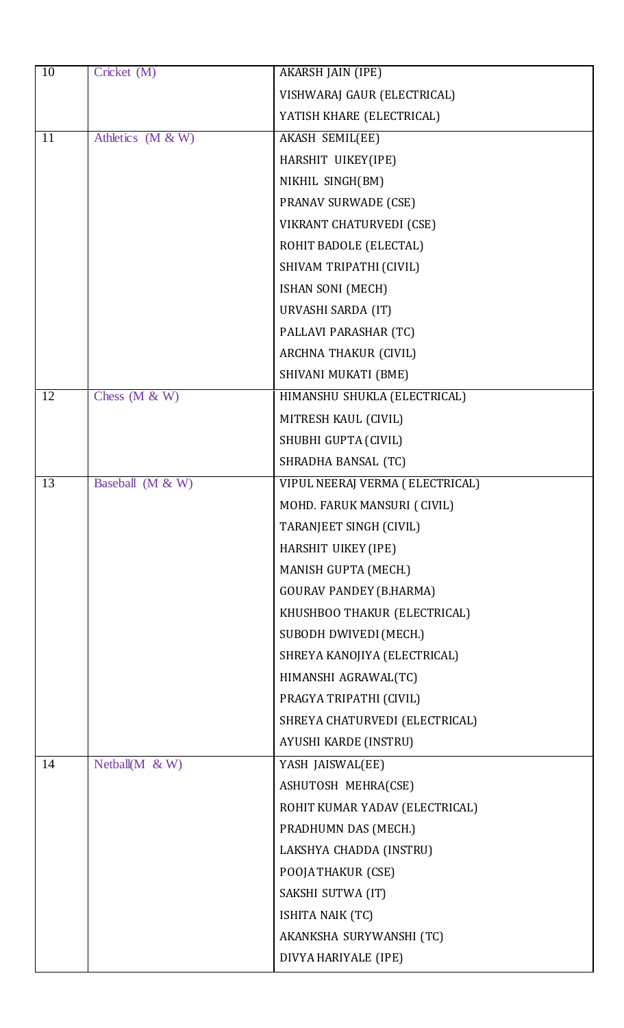| 10 | Cricket (M) | AKARSH JAIN (IPE) |
|---|---|---|
| | | VISHWARAJ GAUR (ELECTRICAL) |
| | | YATISH KHARE (ELECTRICAL) |
| 11 | Athletics (M & W) | AKASH SEMIL(EE) |
| | | HARSHIT UIKEY(IPE) |
| | | NIKHIL SINGH(BM) |
| | | PRANAV SURWADE (CSE) |
| | | VIKRANT CHATURVEDI (CSE) |
| | | ROHIT BADOLE (ELECTAL) |
| | | SHIVAM TRIPATHI (CIVIL) |
| | | ISHAN SONI (MECH) |
| | | URVASHI SARDA (IT) |
| | | PALLAVI PARASHAR (TC) |
| | | ARCHNA THAKUR (CIVIL) |
| | | SHIVANI MUKATI (BME) |
| 12 | Chess (M & W) | HIMANSHU SHUKLA (ELECTRICAL) |
| | | MITRESH KAUL (CIVIL) |
| | | SHUBHI GUPTA (CIVIL) |
| | | SHRADHA BANSAL (TC) |
| 13 | Baseball (M & W) | VIPUL NEERAJ VERMA ( ELECTRICAL) |
| | | MOHD. FARUK MANSURI ( CIVIL) |
| | | TARANJEET SINGH (CIVIL) |
| | | HARSHIT UIKEY (IPE) |
| | | MANISH GUPTA (MECH.) |
| | | GOURAV PANDEY (B.HARMA) |
| | | KHUSHBOO THAKUR (ELECTRICAL) |
| | | SUBODH DWIVEDI (MECH.) |
| | | SHREYA KANOJIYA (ELECTRICAL) |
| | | HIMANSHI AGRAWAL(TC) |
| | | PRAGYA TRIPATHI (CIVIL) |
| | | SHREYA CHATURVEDI (ELECTRICAL) |
| | | AYUSHI KARDE (INSTRU) |
| 14 | Netball(M & W) | YASH JAISWAL(EE) |
| | | ASHUTOSH MEHRA(CSE) |
| | | ROHIT KUMAR YADAV (ELECTRICAL) |
| | | PRADHUMN DAS (MECH.) |
| | | LAKSHYA CHADDA (INSTRU) |
| | | POOJA THAKUR (CSE) |
| | | SAKSHI SUTWA (IT) |
| | | ISHITA NAIK (TC) |
| | | AKANKSHA SURYWANSHI (TC) |
| | | DIVYA HARIYALE (IPE) |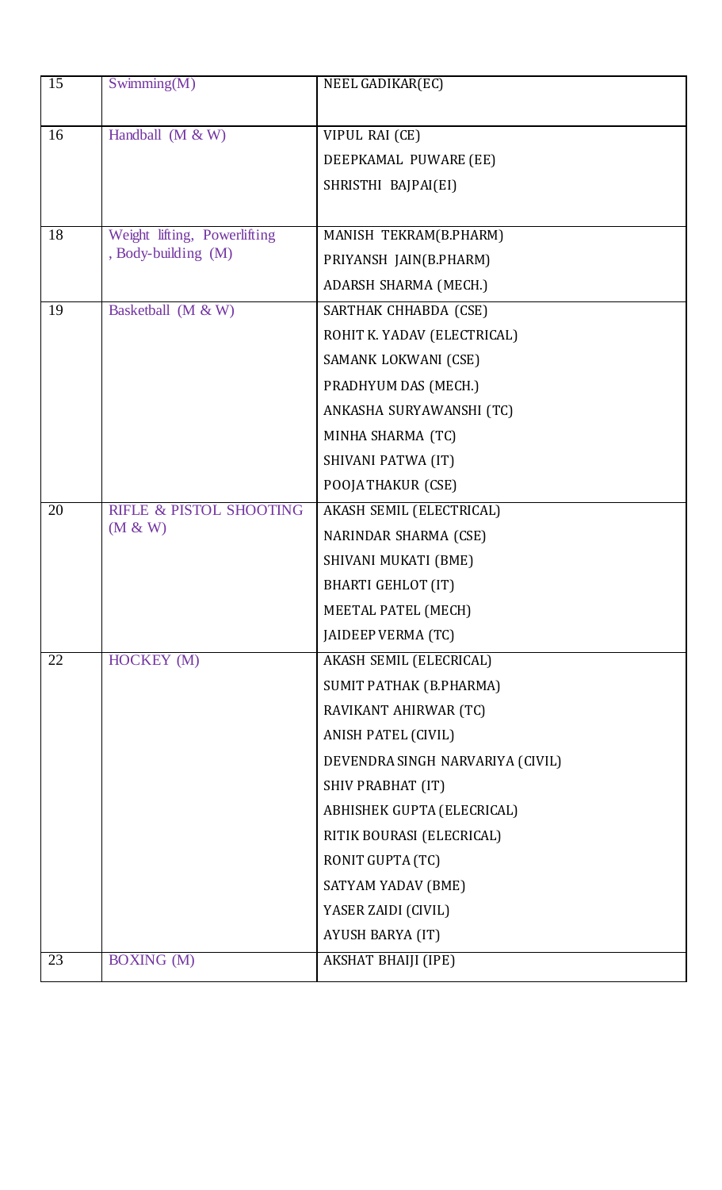| 15 | Swimming(M) | NEEL GADIKAR(EC) |
|---|---|---|
| 16 | Handball (M & W) | VIPUL RAI (CE)<br>DEEPKAMAL PUWARE (EE)<br>SHRISTHI BAJPAI(EI) |
| 18 | Weight lifting, Powerlifting , Body-building (M) | MANISH TEKRAM(B.PHARM)<br>PRIYANSH JAIN(B.PHARM)<br>ADARSH SHARMA (MECH.) |
| 19 | Basketball (M & W) | SARTHAK CHHABDA (CSE)<br>ROHIT K. YADAV (ELECTRICAL)<br>SAMANK LOKWANI (CSE)<br>PRADHYUM DAS (MECH.)<br>ANKASHA SURYAWANSHI (TC)<br>MINHA SHARMA (TC)<br>SHIVANI PATWA (IT)<br>POOJA THAKUR (CSE) |
| 20 | RIFLE & PISTOL SHOOTING (M & W) | AKASH SEMIL (ELECTRICAL)<br>NARINDAR SHARMA (CSE)<br>SHIVANI MUKATI (BME)<br>BHARTI GEHLOT (IT)<br>MEETAL PATEL (MECH)<br>JAIDEEP VERMA (TC) |
| 22 | HOCKEY (M) | AKASH SEMIL (ELECRICAL)<br>SUMIT PATHAK (B.PHARMA)<br>RAVIKANT AHIRWAR (TC)<br>ANISH PATEL (CIVIL)<br>DEVENDRA SINGH NARVARIYA (CIVIL)<br>SHIV PRABHAT (IT)<br>ABHISHEK GUPTA (ELECRICAL)<br>RITIK BOURASI (ELECRICAL)<br>RONIT GUPTA (TC)<br>SATYAM YADAV (BME)<br>YASER ZAIDI (CIVIL)<br>AYUSH BARYA (IT) |
| 23 | BOXING (M) | AKSHAT BHAIJI (IPE) |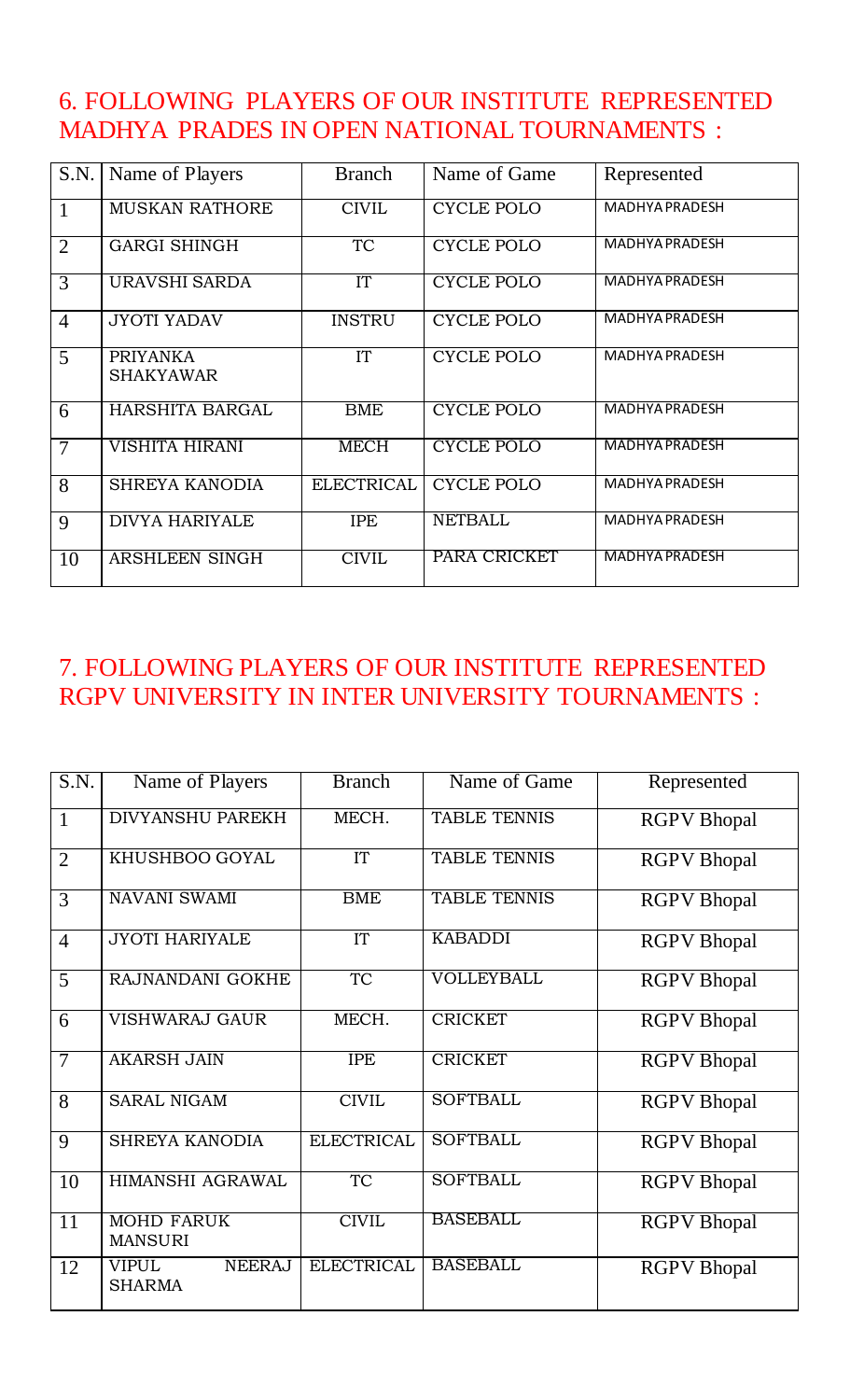## 6. FOLLOWING PLAYERS OF OUR INSTITUTE REPRESENTED MADHYA PRADES IN OPEN NATIONAL TOURNAMENTS :

| S.N. | Name of Players | Branch | Name of Game | Represented |
|---|---|---|---|---|
| 1 | MUSKAN RATHORE | CIVIL | CYCLE POLO | MADHYA PRADESH |
| 2 | GARGI SHINGH | TC | CYCLE POLO | MADHYA PRADESH |
| 3 | URAVSHI SARDA | IT | CYCLE POLO | MADHYA PRADESH |
| 4 | JYOTI YADAV | INSTRU | CYCLE POLO | MADHYA PRADESH |
| 5 | PRIYANKA SHAKYAWAR | IT | CYCLE POLO | MADHYA PRADESH |
| 6 | HARSHITA BARGAL | BME | CYCLE POLO | MADHYA PRADESH |
| 7 | VISHITA HIRANI | MECH | CYCLE POLO | MADHYA PRADESH |
| 8 | SHREYA KANODIA | ELECTRICAL | CYCLE POLO | MADHYA PRADESH |
| 9 | DIVYA HARIYALE | IPE | NETBALL | MADHYA PRADESH |
| 10 | ARSHLEEN SINGH | CIVIL | PARA CRICKET | MADHYA PRADESH |

## 7. FOLLOWING PLAYERS OF OUR INSTITUTE REPRESENTED RGPV UNIVERSITY IN INTER UNIVERSITY TOURNAMENTS :

| S.N. | Name of Players | Branch | Name of Game | Represented |
|---|---|---|---|---|
| 1 | DIVYANSHU PAREKH | MECH. | TABLE TENNIS | RGPV Bhopal |
| 2 | KHUSHBOO GOYAL | IT | TABLE TENNIS | RGPV Bhopal |
| 3 | NAVANI SWAMI | BME | TABLE TENNIS | RGPV Bhopal |
| 4 | JYOTI HARIYALE | IT | KABADDI | RGPV Bhopal |
| 5 | RAJNANDANI GOKHE | TC | VOLLEYBALL | RGPV Bhopal |
| 6 | VISHWARAJ GAUR | MECH. | CRICKET | RGPV Bhopal |
| 7 | AKARSH JAIN | IPE | CRICKET | RGPV Bhopal |
| 8 | SARAL NIGAM | CIVIL | SOFTBALL | RGPV Bhopal |
| 9 | SHREYA KANODIA | ELECTRICAL | SOFTBALL | RGPV Bhopal |
| 10 | HIMANSHI AGRAWAL | TC | SOFTBALL | RGPV Bhopal |
| 11 | MOHD FARUK MANSURI | CIVIL | BASEBALL | RGPV Bhopal |
| 12 | VIPUL NEERAJ SHARMA | ELECTRICAL | BASEBALL | RGPV Bhopal |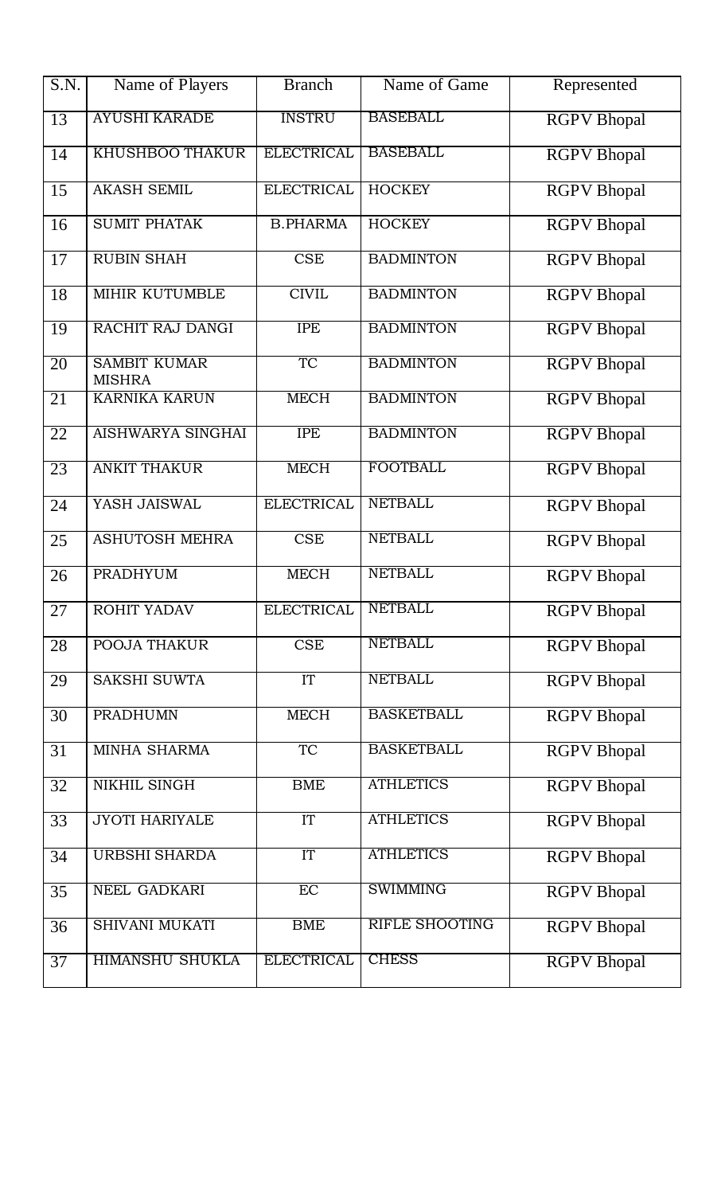| S.N. | Name of Players | Branch | Name of Game | Represented |
|---|---|---|---|---|
| 13 | AYUSHI KARADE | INSTRU | BASEBALL | RGPV Bhopal |
| 14 | KHUSHBOO THAKUR | ELECTRICAL | BASEBALL | RGPV Bhopal |
| 15 | AKASH SEMIL | ELECTRICAL | HOCKEY | RGPV Bhopal |
| 16 | SUMIT PHATAK | B.PHARMA | HOCKEY | RGPV Bhopal |
| 17 | RUBIN SHAH | CSE | BADMINTON | RGPV Bhopal |
| 18 | MIHIR KUTUMBLE | CIVIL | BADMINTON | RGPV Bhopal |
| 19 | RACHIT RAJ DANGI | IPE | BADMINTON | RGPV Bhopal |
| 20 | SAMBIT KUMAR MISHRA | TC | BADMINTON | RGPV Bhopal |
| 21 | KARNIKA KARUN | MECH | BADMINTON | RGPV Bhopal |
| 22 | AISHWARYA SINGHAI | IPE | BADMINTON | RGPV Bhopal |
| 23 | ANKIT THAKUR | MECH | FOOTBALL | RGPV Bhopal |
| 24 | YASH JAISWAL | ELECTRICAL | NETBALL | RGPV Bhopal |
| 25 | ASHUTOSH MEHRA | CSE | NETBALL | RGPV Bhopal |
| 26 | PRADHYUM | MECH | NETBALL | RGPV Bhopal |
| 27 | ROHIT YADAV | ELECTRICAL | NETBALL | RGPV Bhopal |
| 28 | POOJA THAKUR | CSE | NETBALL | RGPV Bhopal |
| 29 | SAKSHI SUWTA | IT | NETBALL | RGPV Bhopal |
| 30 | PRADHUMN | MECH | BASKETBALL | RGPV Bhopal |
| 31 | MINHA SHARMA | TC | BASKETBALL | RGPV Bhopal |
| 32 | NIKHIL SINGH | BME | ATHLETICS | RGPV Bhopal |
| 33 | JYOTI HARIYALE | IT | ATHLETICS | RGPV Bhopal |
| 34 | URBSHI SHARDA | IT | ATHLETICS | RGPV Bhopal |
| 35 | NEEL GADKARI | EC | SWIMMING | RGPV Bhopal |
| 36 | SHIVANI MUKATI | BME | RIFLE SHOOTING | RGPV Bhopal |
| 37 | HIMANSHU SHUKLA | ELECTRICAL | CHESS | RGPV Bhopal |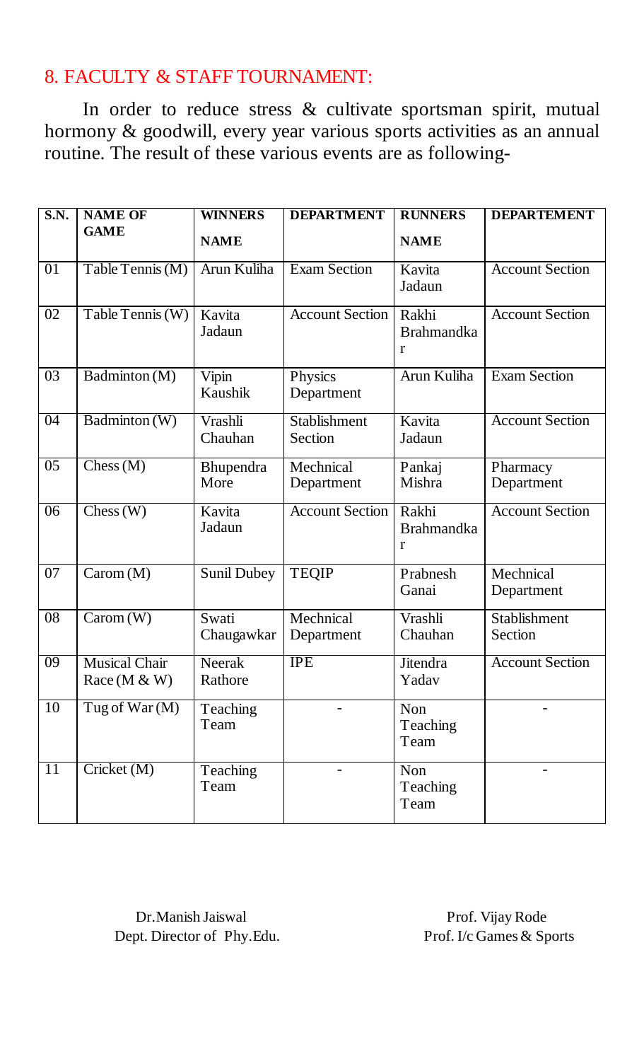## 8. FACULTY & STAFF TOURNAMENT:

In order to reduce stress & cultivate sportsman spirit, mutual hormony & goodwill, every year various sports activities as an annual routine. The result of these various events are as following-

| S.N. | NAME OF GAME | WINNERS NAME | DEPARTMENT | RUNNERS NAME | DEPARTEMENT |
|---|---|---|---|---|---|
| 01 | Table Tennis (M) | Arun Kuliha | Exam Section | Kavita Jadaun | Account Section |
| 02 | Table Tennis (W) | Kavita Jadaun | Account Section | Rakhi Brahmandkar | Account Section |
| 03 | Badminton (M) | Vipin Kaushik | Physics Department | Arun Kuliha | Exam Section |
| 04 | Badminton (W) | Vrashli Chauhan | Stablishment Section | Kavita Jadaun | Account Section |
| 05 | Chess (M) | Bhupendra More | Mechnical Department | Pankaj Mishra | Pharmacy Department |
| 06 | Chess (W) | Kavita Jadaun | Account Section | Rakhi Brahmandkar | Account Section |
| 07 | Carom (M) | Sunil Dubey | TEQIP | Prabnesh Ganai | Mechnical Department |
| 08 | Carom (W) | Swati Chaugawkar | Mechnical Department | Vrashli Chauhan | Stablishment Section |
| 09 | Musical Chair Race (M & W) | Neerak Rathore | IPE | Jitendra Yadav | Account Section |
| 10 | Tug of War (M) | Teaching Team | - | Non Teaching Team | - |
| 11 | Cricket (M) | Teaching Team | - | Non Teaching Team | - |

Dr.Manish Jaiswal
Dept. Director of Phy.Edu.

Prof. Vijay Rode
Prof. I/c Games & Sports